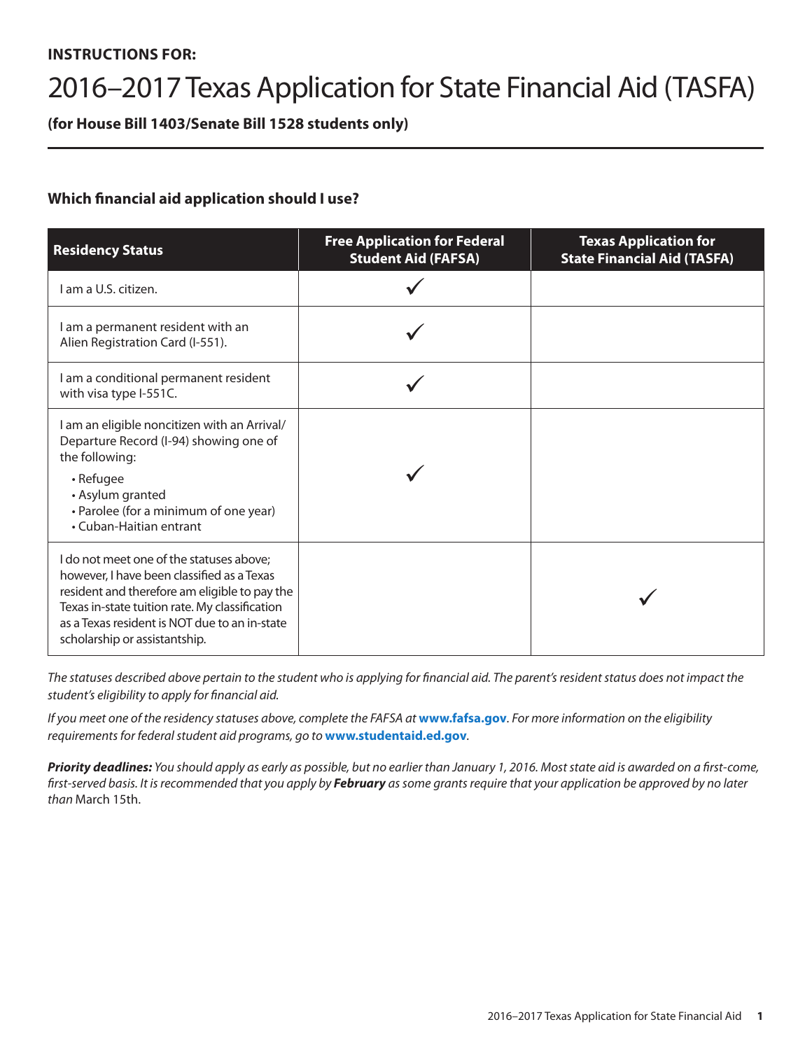**INSTRUCTIONS FOR:**

# 2016–2017 Texas Application for State Financial Aid (TASFA)

**(for House Bill 1403/Senate Bill 1528 students only)**

## Which financial aid application should I use?

| Residency Status | Free Application for Federal Student Aid (FAFSA) | Texas Application for State Financial Aid (TASFA) |
|---|---|---|
| I am a U.S. citizen. | ✓ | |
| I am a permanent resident with an Alien Registration Card (I-551). | ✓ | |
| I am a conditional permanent resident with visa type I-551C. | ✓ | |
| I am an eligible noncitizen with an Arrival/Departure Record (I-94) showing one of the following:<br>• Refugee<br>• Asylum granted<br>• Parolee (for a minimum of one year)<br>• Cuban-Haitian entrant | ✓ | |
| I do not meet one of the statuses above; however, I have been classified as a Texas resident and therefore am eligible to pay the Texas in-state tuition rate. My classification as a Texas resident is NOT due to an in-state scholarship or assistantship. | | ✓ |

*The statuses described above pertain to the student who is applying for financial aid. The parent's resident status does not impact the student's eligibility to apply for financial aid.*

*If you meet one of the residency statuses above, complete the FAFSA at* **www.fafsa.gov**. *For more information on the eligibility requirements for federal student aid programs, go to* **www.studentaid.ed.gov**.

***Priority deadlines:*** *You should apply as early as possible, but no earlier than January 1, 2016. Most state aid is awarded on a first-come, first-served basis. It is recommended that you apply by* ***February*** *as some grants require that your application be approved by no later than* March 15th.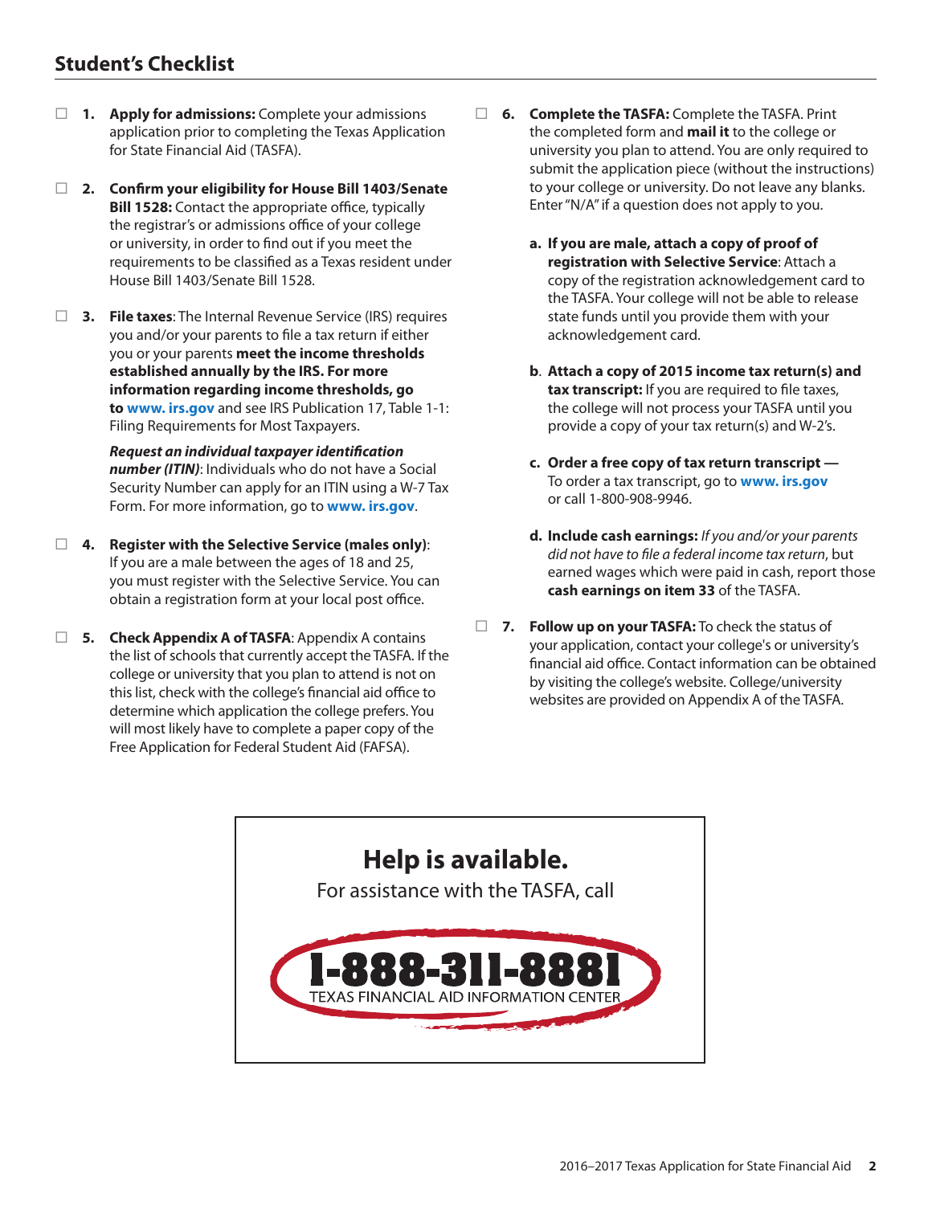## Student's Checklist

- ☐ **1. Apply for admissions:** Complete your admissions application prior to completing the Texas Application for State Financial Aid (TASFA).

- ☐ **2. Confirm your eligibility for House Bill 1403/Senate Bill 1528:** Contact the appropriate office, typically the registrar's or admissions office of your college or university, in order to find out if you meet the requirements to be classified as a Texas resident under House Bill 1403/Senate Bill 1528.

- ☐ **3. File taxes**: The Internal Revenue Service (IRS) requires you and/or your parents to file a tax return if either you or your parents **meet the income thresholds established annually by the IRS. For more information regarding income thresholds, go to www. irs.gov** and see IRS Publication 17, Table 1-1: Filing Requirements for Most Taxpayers.

  ***Request an individual taxpayer identification number (ITIN)***: Individuals who do not have a Social Security Number can apply for an ITIN using a W-7 Tax Form. For more information, go to **www. irs.gov**.

- ☐ **4. Register with the Selective Service (males only)**: If you are a male between the ages of 18 and 25, you must register with the Selective Service. You can obtain a registration form at your local post office.

- ☐ **5. Check Appendix A of TASFA**: Appendix A contains the list of schools that currently accept the TASFA. If the college or university that you plan to attend is not on this list, check with the college's financial aid office to determine which application the college prefers. You will most likely have to complete a paper copy of the Free Application for Federal Student Aid (FAFSA).

- ☐ **6. Complete the TASFA:** Complete the TASFA. Print the completed form and **mail it** to the college or university you plan to attend. You are only required to submit the application piece (without the instructions) to your college or university. Do not leave any blanks. Enter "N/A" if a question does not apply to you.

  **a. If you are male, attach a copy of proof of registration with Selective Service**: Attach a copy of the registration acknowledgement card to the TASFA. Your college will not be able to release state funds until you provide them with your acknowledgement card.

  **b. Attach a copy of 2015 income tax return(s) and tax transcript:** If you are required to file taxes, the college will not process your TASFA until you provide a copy of your tax return(s) and W-2's.

  **c. Order a free copy of tax return transcript —** To order a tax transcript, go to **www. irs.gov** or call 1-800-908-9946.

  **d. Include cash earnings:** *If you and/or your parents did not have to file a federal income tax return*, but earned wages which were paid in cash, report those **cash earnings on item 33** of the TASFA.

- ☐ **7. Follow up on your TASFA:** To check the status of your application, contact your college's or university's financial aid office. Contact information can be obtained by visiting the college's website. College/university websites are provided on Appendix A of the TASFA.

---

**Help is available.**

For assistance with the TASFA, call

**1-888-311-8881**

TEXAS FINANCIAL AID INFORMATION CENTER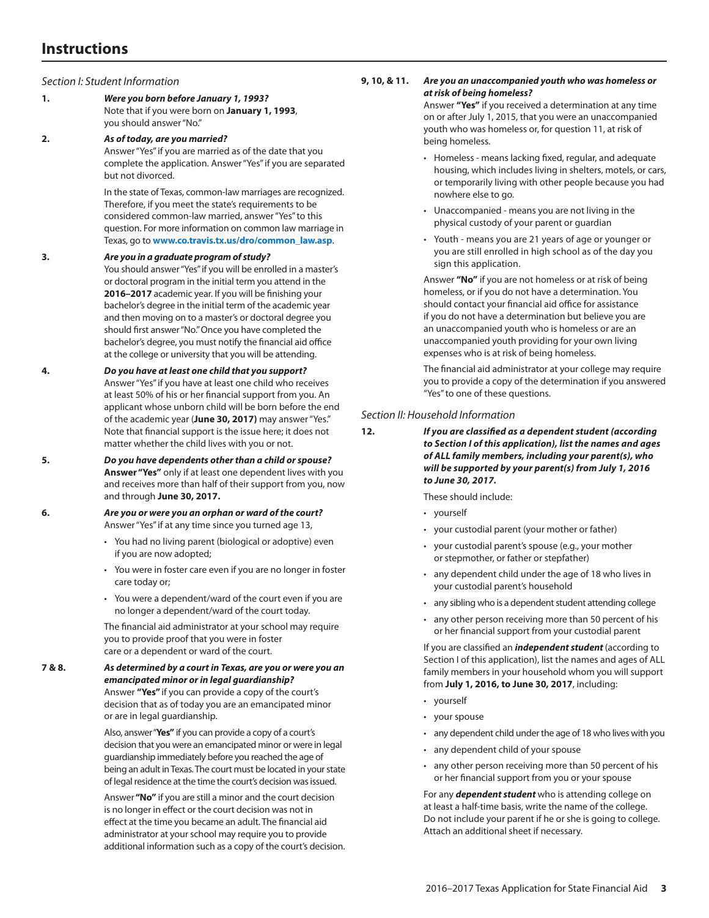# Instructions

*Section I: Student Information*

**1.** ***Were you born before January 1, 1993?***
Note that if you were born on **January 1, 1993**, you should answer "No."

**2.** ***As of today, are you married?***
Answer "Yes" if you are married as of the date that you complete the application. Answer "Yes" if you are separated but not divorced.

In the state of Texas, common-law marriages are recognized. Therefore, if you meet the state's requirements to be considered common-law married, answer "Yes" to this question. For more information on common law marriage in Texas, go to **www.co.travis.tx.us/dro/common_law.asp**.

**3.** ***Are you in a graduate program of study?***
You should answer "Yes" if you will be enrolled in a master's or doctoral program in the initial term you attend in the **2016–2017** academic year. If you will be finishing your bachelor's degree in the initial term of the academic year and then moving on to a master's or doctoral degree you should first answer "No." Once you have completed the bachelor's degree, you must notify the financial aid office at the college or university that you will be attending.

**4.** ***Do you have at least one child that you support?***
Answer "Yes" if you have at least one child who receives at least 50% of his or her financial support from you. An applicant whose unborn child will be born before the end of the academic year (**June 30, 2017)** may answer "Yes." Note that financial support is the issue here; it does not matter whether the child lives with you or not.

**5.** ***Do you have dependents other than a child or spouse?***
**Answer "Yes"** only if at least one dependent lives with you and receives more than half of their support from you, now and through **June 30, 2017.**

**6.** ***Are you or were you an orphan or ward of the court?***
Answer "Yes" if at any time since you turned age 13,

- You had no living parent (biological or adoptive) even if you are now adopted;
- You were in foster care even if you are no longer in foster care today or;
- You were a dependent/ward of the court even if you are no longer a dependent/ward of the court today.

The financial aid administrator at your school may require you to provide proof that you were in foster care or a dependent or ward of the court.

**7 & 8.** ***As determined by a court in Texas, are you or were you an emancipated minor or in legal guardianship?***
Answer **"Yes"** if you can provide a copy of the court's decision that as of today you are an emancipated minor or are in legal guardianship.

Also, answer "**Yes"** if you can provide a copy of a court's decision that you were an emancipated minor or were in legal guardianship immediately before you reached the age of being an adult in Texas. The court must be located in your state of legal residence at the time the court's decision was issued.

Answer **"No"** if you are still a minor and the court decision is no longer in effect or the court decision was not in effect at the time you became an adult. The financial aid administrator at your school may require you to provide additional information such as a copy of the court's decision.

**9, 10, & 11.** ***Are you an unaccompanied youth who was homeless or at risk of being homeless?***
Answer **"Yes"** if you received a determination at any time on or after July 1, 2015, that you were an unaccompanied youth who was homeless or, for question 11, at risk of being homeless.

- Homeless - means lacking fixed, regular, and adequate housing, which includes living in shelters, motels, or cars, or temporarily living with other people because you had nowhere else to go.
- Unaccompanied - means you are not living in the physical custody of your parent or guardian
- Youth - means you are 21 years of age or younger or you are still enrolled in high school as of the day you sign this application.

Answer **"No"** if you are not homeless or at risk of being homeless, or if you do not have a determination. You should contact your financial aid office for assistance if you do not have a determination but believe you are an unaccompanied youth who is homeless or are an unaccompanied youth providing for your own living expenses who is at risk of being homeless.

The financial aid administrator at your college may require you to provide a copy of the determination if you answered "Yes" to one of these questions.

*Section II: Household Information*

**12.** ***If you are classified as a dependent student (according to Section I of this application), list the names and ages of ALL family members, including your parent(s), who will be supported by your parent(s) from July 1, 2016 to June 30, 2017.***

These should include:

- yourself
- your custodial parent (your mother or father)
- your custodial parent's spouse (e.g., your mother or stepmother, or father or stepfather)
- any dependent child under the age of 18 who lives in your custodial parent's household
- any sibling who is a dependent student attending college
- any other person receiving more than 50 percent of his or her financial support from your custodial parent

If you are classified an ***independent student*** (according to Section I of this application), list the names and ages of ALL family members in your household whom you will support from **July 1, 2016, to June 30, 2017**, including:

- yourself
- your spouse
- any dependent child under the age of 18 who lives with you
- any dependent child of your spouse
- any other person receiving more than 50 percent of his or her financial support from you or your spouse

For any ***dependent student*** who is attending college on at least a half-time basis, write the name of the college. Do not include your parent if he or she is going to college. Attach an additional sheet if necessary.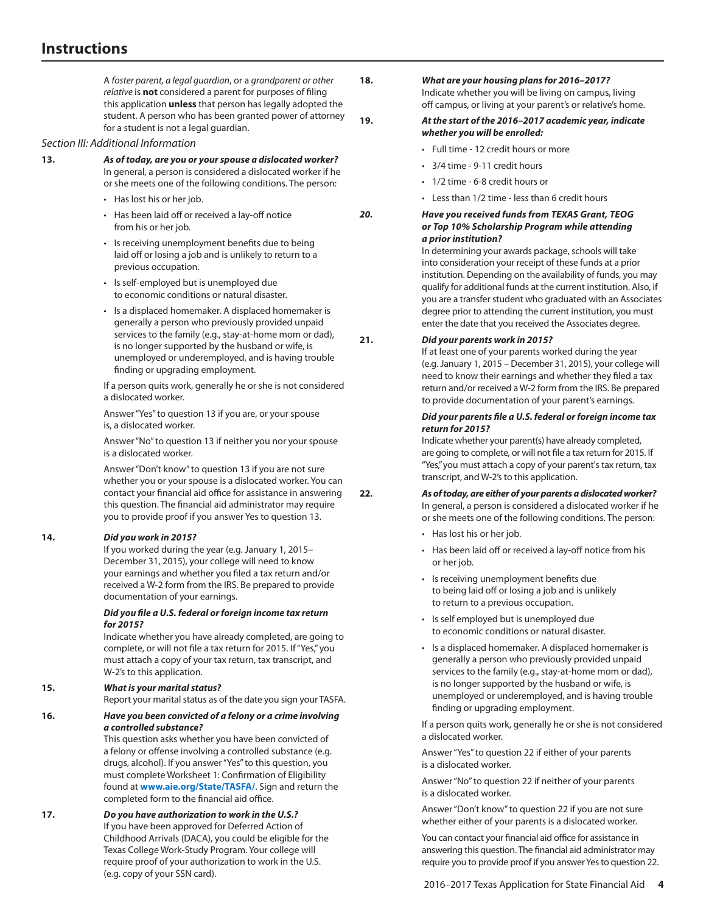## Instructions

A *foster parent, a legal guardian*, or a *grandparent or other relative* is **not** considered a parent for purposes of filing this application **unless** that person has legally adopted the student. A person who has been granted power of attorney for a student is not a legal guardian.

*Section III: Additional Information*

**13.** ***As of today, are you or your spouse a dislocated worker?***
In general, a person is considered a dislocated worker if he or she meets one of the following conditions. The person:

- Has lost his or her job.
- Has been laid off or received a lay-off notice from his or her job.
- Is receiving unemployment benefits due to being laid off or losing a job and is unlikely to return to a previous occupation.
- Is self-employed but is unemployed due to economic conditions or natural disaster.
- Is a displaced homemaker. A displaced homemaker is generally a person who previously provided unpaid services to the family (e.g., stay-at-home mom or dad), is no longer supported by the husband or wife, is unemployed or underemployed, and is having trouble finding or upgrading employment.

If a person quits work, generally he or she is not considered a dislocated worker.

Answer "Yes" to question 13 if you are, or your spouse is, a dislocated worker.

Answer "No" to question 13 if neither you nor your spouse is a dislocated worker.

Answer "Don't know" to question 13 if you are not sure whether you or your spouse is a dislocated worker. You can contact your financial aid office for assistance in answering this question. The financial aid administrator may require you to provide proof if you answer Yes to question 13.

**14.** ***Did you work in 2015?***
If you worked during the year (e.g. January 1, 2015–December 31, 2015), your college will need to know your earnings and whether you filed a tax return and/or received a W-2 form from the IRS. Be prepared to provide documentation of your earnings.

***Did you file a U.S. federal or foreign income tax return for 2015?***
Indicate whether you have already completed, are going to complete, or will not file a tax return for 2015. If "Yes," you must attach a copy of your tax return, tax transcript, and W-2's to this application.

**15.** ***What is your marital status?***
Report your marital status as of the date you sign your TASFA.

**16.** ***Have you been convicted of a felony or a crime involving a controlled substance?***
This question asks whether you have been convicted of a felony or offense involving a controlled substance (e.g. drugs, alcohol). If you answer "Yes" to this question, you must complete Worksheet 1: Confirmation of Eligibility found at **www.aie.org/State/TASFA/**. Sign and return the completed form to the financial aid office.

**17.** ***Do you have authorization to work in the U.S.?***
If you have been approved for Deferred Action of Childhood Arrivals (DACA), you could be eligible for the Texas College Work-Study Program. Your college will require proof of your authorization to work in the U.S. (e.g. copy of your SSN card).

**18.** ***What are your housing plans for 2016–2017?***
Indicate whether you will be living on campus, living off campus, or living at your parent's or relative's home.

**19.** ***At the start of the 2016–2017 academic year, indicate whether you will be enrolled:***

- Full time - 12 credit hours or more
- 3/4 time - 9-11 credit hours
- 1/2 time - 6-8 credit hours or
- Less than 1/2 time - less than 6 credit hours

***20.*** ***Have you received funds from TEXAS Grant, TEOG or Top 10% Scholarship Program while attending a prior institution?***
In determining your awards package, schools will take into consideration your receipt of these funds at a prior institution. Depending on the availability of funds, you may qualify for additional funds at the current institution. Also, if you are a transfer student who graduated with an Associates degree prior to attending the current institution, you must enter the date that you received the Associates degree.

**21.** ***Did your parents work in 2015?***
If at least one of your parents worked during the year (e.g. January 1, 2015 – December 31, 2015), your college will need to know their earnings and whether they filed a tax return and/or received a W-2 form from the IRS. Be prepared to provide documentation of your parent's earnings.

***Did your parents file a U.S. federal or foreign income tax return for 2015?***
Indicate whether your parent(s) have already completed, are going to complete, or will not file a tax return for 2015. If "Yes," you must attach a copy of your parent's tax return, tax transcript, and W-2's to this application.

**22.** ***As of today, are either of your parents a dislocated worker?***
In general, a person is considered a dislocated worker if he or she meets one of the following conditions. The person:

- Has lost his or her job.
- Has been laid off or received a lay-off notice from his or her job.
- Is receiving unemployment benefits due to being laid off or losing a job and is unlikely to return to a previous occupation.
- Is self employed but is unemployed due to economic conditions or natural disaster.
- Is a displaced homemaker. A displaced homemaker is generally a person who previously provided unpaid services to the family (e.g., stay-at-home mom or dad), is no longer supported by the husband or wife, is unemployed or underemployed, and is having trouble finding or upgrading employment.

If a person quits work, generally he or she is not considered a dislocated worker.

Answer "Yes" to question 22 if either of your parents is a dislocated worker.

Answer "No" to question 22 if neither of your parents is a dislocated worker.

Answer "Don't know" to question 22 if you are not sure whether either of your parents is a dislocated worker.

You can contact your financial aid office for assistance in answering this question. The financial aid administrator may require you to provide proof if you answer Yes to question 22.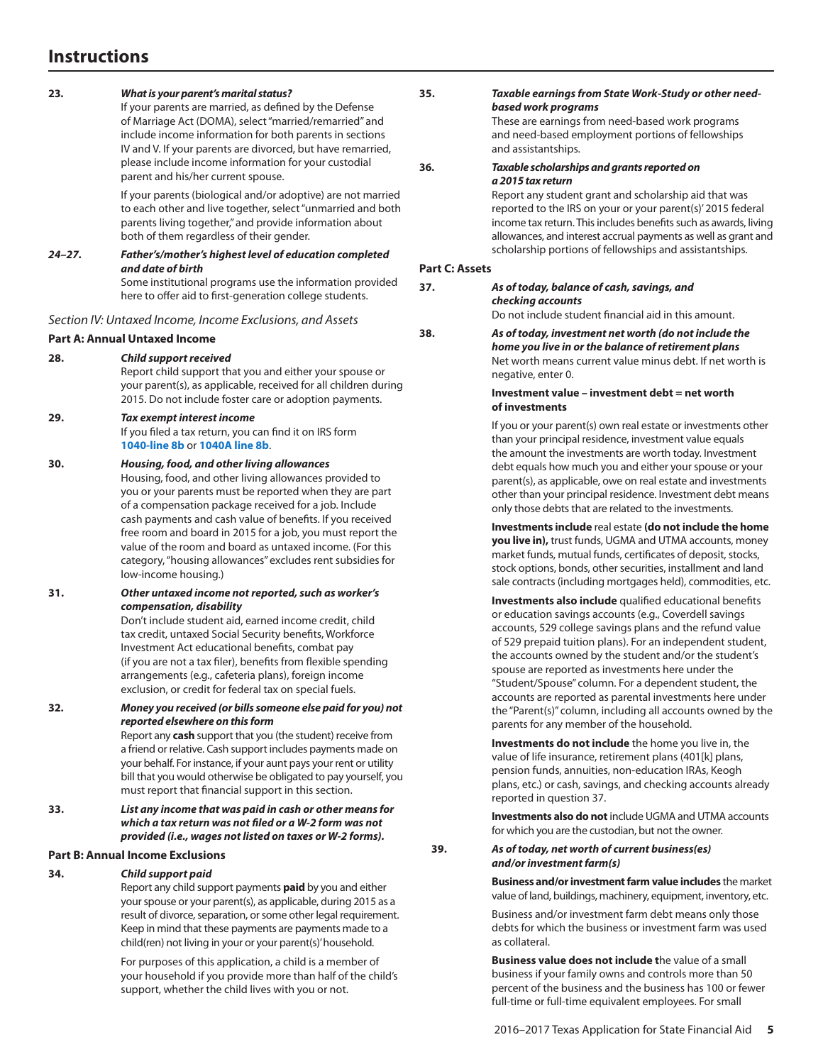# Instructions

**23.** ***What is your parent's marital status?***

If your parents are married, as defined by the Defense of Marriage Act (DOMA), select "married/remarried" and include income information for both parents in sections IV and V. If your parents are divorced, but have remarried, please include income information for your custodial parent and his/her current spouse.

If your parents (biological and/or adoptive) are not married to each other and live together, select "unmarried and both parents living together," and provide information about both of them regardless of their gender.

***24–27.*** ***Father's/mother's highest level of education completed and date of birth***

Some institutional programs use the information provided here to offer aid to first-generation college students.

## *Section IV: Untaxed Income, Income Exclusions, and Assets*

### Part A: Annual Untaxed Income

**28.** ***Child support received***

Report child support that you and either your spouse or your parent(s), as applicable, received for all children during 2015. Do not include foster care or adoption payments.

**29.** ***Tax exempt interest income***

If you filed a tax return, you can find it on IRS form **1040-line 8b** or **1040A line 8b**.

**30.** ***Housing, food, and other living allowances***

Housing, food, and other living allowances provided to you or your parents must be reported when they are part of a compensation package received for a job. Include cash payments and cash value of benefits. If you received free room and board in 2015 for a job, you must report the value of the room and board as untaxed income. (For this category, "housing allowances" excludes rent subsidies for low-income housing.)

**31.** ***Other untaxed income not reported, such as worker's compensation, disability***

Don't include student aid, earned income credit, child tax credit, untaxed Social Security benefits, Workforce Investment Act educational benefits, combat pay (if you are not a tax filer), benefits from flexible spending arrangements (e.g., cafeteria plans), foreign income exclusion, or credit for federal tax on special fuels.

**32.** ***Money you received (or bills someone else paid for you) not reported elsewhere on this form***

Report any **cash** support that you (the student) receive from a friend or relative. Cash support includes payments made on your behalf. For instance, if your aunt pays your rent or utility bill that you would otherwise be obligated to pay yourself, you must report that financial support in this section.

**33.** ***List any income that was paid in cash or other means for which a tax return was not filed or a W-2 form was not provided (i.e., wages not listed on taxes or W-2 forms).***

### Part B: Annual Income Exclusions

**34.** ***Child support paid***

Report any child support payments **paid** by you and either your spouse or your parent(s), as applicable, during 2015 as a result of divorce, separation, or some other legal requirement. Keep in mind that these payments are payments made to a child(ren) not living in your or your parent(s)' household.

For purposes of this application, a child is a member of your household if you provide more than half of the child's support, whether the child lives with you or not.

**35.** ***Taxable earnings from State Work-Study or other need-based work programs***

These are earnings from need-based work programs and need-based employment portions of fellowships and assistantships.

**36.** ***Taxable scholarships and grants reported on a 2015 tax return***

Report any student grant and scholarship aid that was reported to the IRS on your or your parent(s)' 2015 federal income tax return. This includes benefits such as awards, living allowances, and interest accrual payments as well as grant and scholarship portions of fellowships and assistantships.

### Part C: Assets

**37.** ***As of today, balance of cash, savings, and checking accounts***

Do not include student financial aid in this amount.

**38.** ***As of today, investment net worth (do not include the home you live in or the balance of retirement plans***

Net worth means current value minus debt. If net worth is negative, enter 0.

**Investment value – investment debt = net worth of investments**

If you or your parent(s) own real estate or investments other than your principal residence, investment value equals the amount the investments are worth today. Investment debt equals how much you and either your spouse or your parent(s), as applicable, owe on real estate and investments other than your principal residence. Investment debt means only those debts that are related to the investments.

**Investments include** real estate **(do not include the home you live in),** trust funds, UGMA and UTMA accounts, money market funds, mutual funds, certificates of deposit, stocks, stock options, bonds, other securities, installment and land sale contracts (including mortgages held), commodities, etc.

**Investments also include** qualified educational benefits or education savings accounts (e.g., Coverdell savings accounts, 529 college savings plans and the refund value of 529 prepaid tuition plans). For an independent student, the accounts owned by the student and/or the student's spouse are reported as investments here under the "Student/Spouse" column. For a dependent student, the accounts are reported as parental investments here under the "Parent(s)" column, including all accounts owned by the parents for any member of the household.

**Investments do not include** the home you live in, the value of life insurance, retirement plans (401[k] plans, pension funds, annuities, non-education IRAs, Keogh plans, etc.) or cash, savings, and checking accounts already reported in question 37.

**Investments also do not** include UGMA and UTMA accounts for which you are the custodian, but not the owner.

**39.** ***As of today, net worth of current business(es) and/or investment farm(s)***

**Business and/or investment farm value includes** the market value of land, buildings, machinery, equipment, inventory, etc.

Business and/or investment farm debt means only those debts for which the business or investment farm was used as collateral.

**Business value does not include t**he value of a small business if your family owns and controls more than 50 percent of the business and the business has 100 or fewer full-time or full-time equivalent employees. For small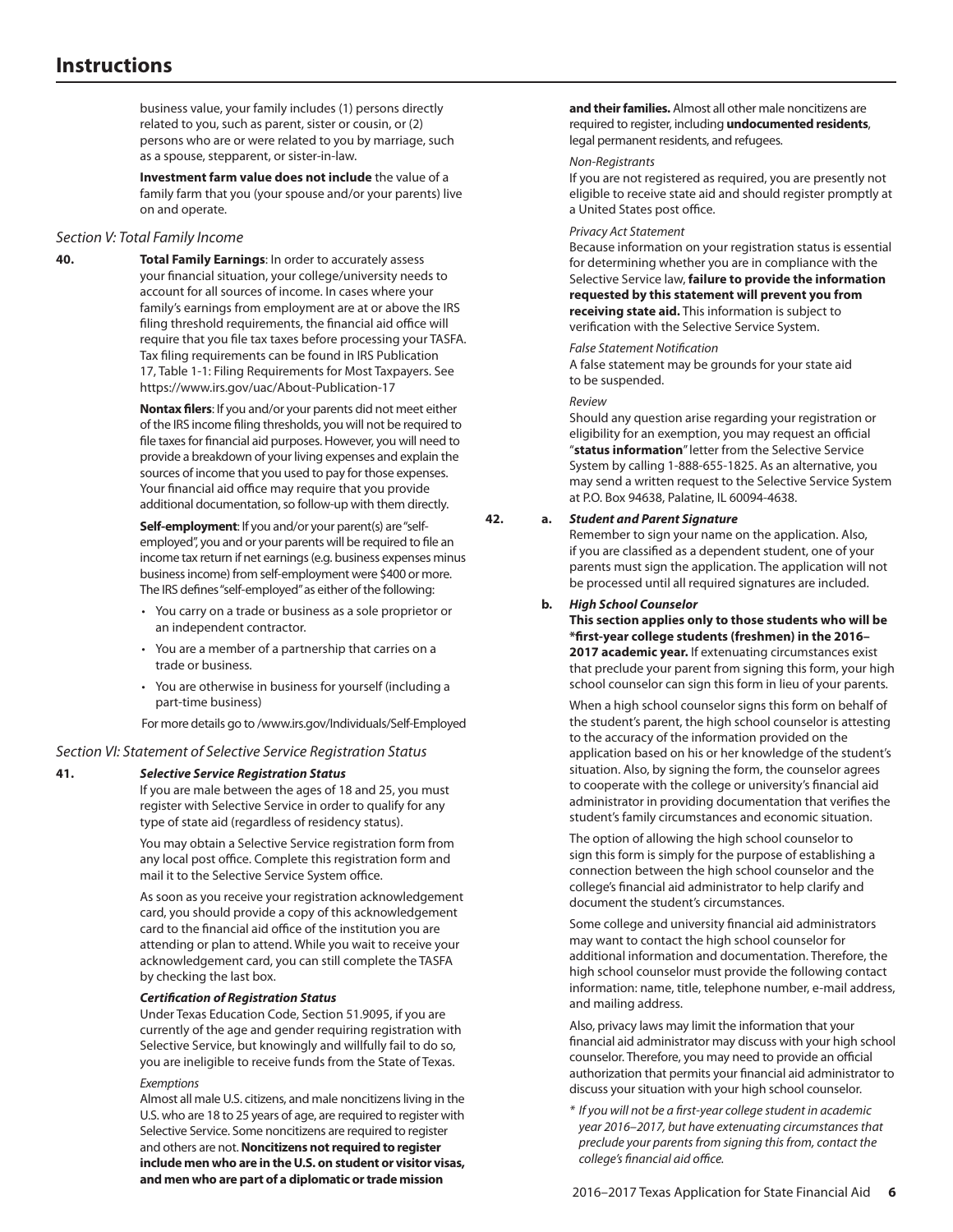## Instructions

business value, your family includes (1) persons directly related to you, such as parent, sister or cousin, or (2) persons who are or were related to you by marriage, such as a spouse, stepparent, or sister-in-law.

**Investment farm value does not include** the value of a family farm that you (your spouse and/or your parents) live on and operate.

### *Section V: Total Family Income*

**40.** **Total Family Earnings**: In order to accurately assess your financial situation, your college/university needs to account for all sources of income. In cases where your family's earnings from employment are at or above the IRS filing threshold requirements, the financial aid office will require that you file tax taxes before processing your TASFA. Tax filing requirements can be found in IRS Publication 17, Table 1-1: Filing Requirements for Most Taxpayers. See https://www.irs.gov/uac/About-Publication-17

**Nontax filers**: If you and/or your parents did not meet either of the IRS income filing thresholds, you will not be required to file taxes for financial aid purposes. However, you will need to provide a breakdown of your living expenses and explain the sources of income that you used to pay for those expenses. Your financial aid office may require that you provide additional documentation, so follow-up with them directly.

**Self-employment**: If you and/or your parent(s) are "self-employed", you and or your parents will be required to file an income tax return if net earnings (e.g. business expenses minus business income) from self-employment were $400 or more. The IRS defines "self-employed" as either of the following:

- You carry on a trade or business as a sole proprietor or an independent contractor.
- You are a member of a partnership that carries on a trade or business.
- You are otherwise in business for yourself (including a part-time business)

For more details go to /www.irs.gov/Individuals/Self-Employed

### *Section VI: Statement of Selective Service Registration Status*

**41.** ***Selective Service Registration Status***

If you are male between the ages of 18 and 25, you must register with Selective Service in order to qualify for any type of state aid (regardless of residency status).

You may obtain a Selective Service registration form from any local post office. Complete this registration form and mail it to the Selective Service System office.

As soon as you receive your registration acknowledgement card, you should provide a copy of this acknowledgement card to the financial aid office of the institution you are attending or plan to attend. While you wait to receive your acknowledgement card, you can still complete the TASFA by checking the last box.

***Certification of Registration Status***

Under Texas Education Code, Section 51.9095, if you are currently of the age and gender requiring registration with Selective Service, but knowingly and willfully fail to do so, you are ineligible to receive funds from the State of Texas.

*Exemptions*

Almost all male U.S. citizens, and male noncitizens living in the U.S. who are 18 to 25 years of age, are required to register with Selective Service. Some noncitizens are required to register and others are not. **Noncitizens not required to register include men who are in the U.S. on student or visitor visas, and men who are part of a diplomatic or trade mission and their families.** Almost all other male noncitizens are required to register, including **undocumented residents**, legal permanent residents, and refugees.

*Non-Registrants*

If you are not registered as required, you are presently not eligible to receive state aid and should register promptly at a United States post office.

*Privacy Act Statement*

Because information on your registration status is essential for determining whether you are in compliance with the Selective Service law, **failure to provide the information requested by this statement will prevent you from receiving state aid.** This information is subject to verification with the Selective Service System.

*False Statement Notification*

A false statement may be grounds for your state aid to be suspended.

*Review*

Should any question arise regarding your registration or eligibility for an exemption, you may request an official "**status information**" letter from the Selective Service System by calling 1-888-655-1825. As an alternative, you may send a written request to the Selective Service System at P.O. Box 94638, Palatine, IL 60094-4638.

**42.** **a.** ***Student and Parent Signature***

Remember to sign your name on the application. Also, if you are classified as a dependent student, one of your parents must sign the application. The application will not be processed until all required signatures are included.

**b.** ***High School Counselor***

**This section applies only to those students who will be *first-year college students (freshmen) in the 2016–2017 academic year.** If extenuating circumstances exist that preclude your parent from signing this form, your high school counselor can sign this form in lieu of your parents.

When a high school counselor signs this form on behalf of the student's parent, the high school counselor is attesting to the accuracy of the information provided on the application based on his or her knowledge of the student's situation. Also, by signing the form, the counselor agrees to cooperate with the college or university's financial aid administrator in providing documentation that verifies the student's family circumstances and economic situation.

The option of allowing the high school counselor to sign this form is simply for the purpose of establishing a connection between the high school counselor and the college's financial aid administrator to help clarify and document the student's circumstances.

Some college and university financial aid administrators may want to contact the high school counselor for additional information and documentation. Therefore, the high school counselor must provide the following contact information: name, title, telephone number, e-mail address, and mailing address.

Also, privacy laws may limit the information that your financial aid administrator may discuss with your high school counselor. Therefore, you may need to provide an official authorization that permits your financial aid administrator to discuss your situation with your high school counselor.

*\* If you will not be a first-year college student in academic year 2016–2017, but have extenuating circumstances that preclude your parents from signing this from, contact the college's financial aid office.*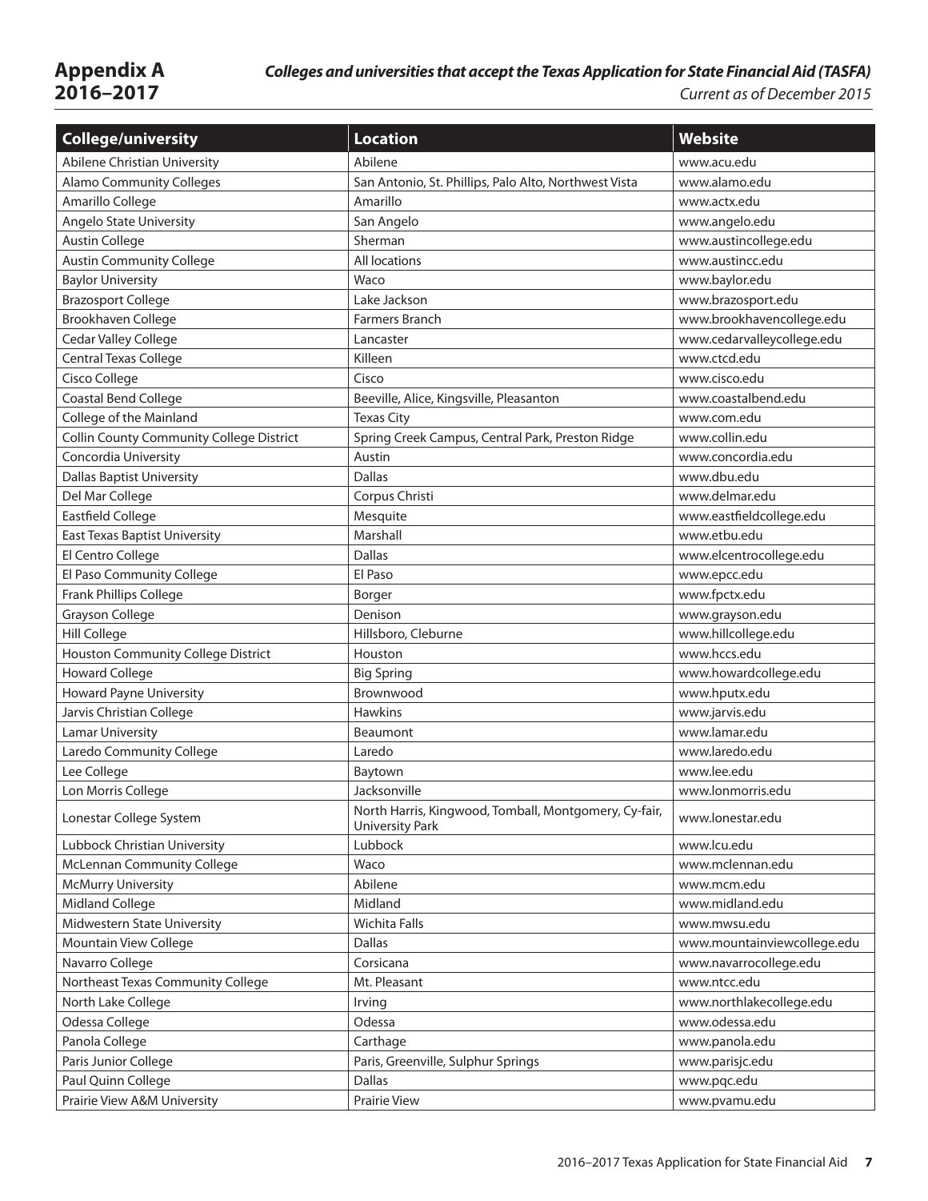# Appendix A 2016–2017

***Colleges and universities that accept the Texas Application for State Financial Aid (TASFA)***

*Current as of December 2015*

| College/university | Location | Website |
|---|---|---|
| Abilene Christian University | Abilene | www.acu.edu |
| Alamo Community Colleges | San Antonio, St. Phillips, Palo Alto, Northwest Vista | www.alamo.edu |
| Amarillo College | Amarillo | www.actx.edu |
| Angelo State University | San Angelo | www.angelo.edu |
| Austin College | Sherman | www.austincollege.edu |
| Austin Community College | All locations | www.austincc.edu |
| Baylor University | Waco | www.baylor.edu |
| Brazosport College | Lake Jackson | www.brazosport.edu |
| Brookhaven College | Farmers Branch | www.brookhavencollege.edu |
| Cedar Valley College | Lancaster | www.cedarvalleycollege.edu |
| Central Texas College | Killeen | www.ctcd.edu |
| Cisco College | Cisco | www.cisco.edu |
| Coastal Bend College | Beeville, Alice, Kingsville, Pleasanton | www.coastalbend.edu |
| College of the Mainland | Texas City | www.com.edu |
| Collin County Community College District | Spring Creek Campus, Central Park, Preston Ridge | www.collin.edu |
| Concordia University | Austin | www.concordia.edu |
| Dallas Baptist University | Dallas | www.dbu.edu |
| Del Mar College | Corpus Christi | www.delmar.edu |
| Eastfield College | Mesquite | www.eastfieldcollege.edu |
| East Texas Baptist University | Marshall | www.etbu.edu |
| El Centro College | Dallas | www.elcentrocollege.edu |
| El Paso Community College | El Paso | www.epcc.edu |
| Frank Phillips College | Borger | www.fpctx.edu |
| Grayson College | Denison | www.grayson.edu |
| Hill College | Hillsboro, Cleburne | www.hillcollege.edu |
| Houston Community College District | Houston | www.hccs.edu |
| Howard College | Big Spring | www.howardcollege.edu |
| Howard Payne University | Brownwood | www.hputx.edu |
| Jarvis Christian College | Hawkins | www.jarvis.edu |
| Lamar University | Beaumont | www.lamar.edu |
| Laredo Community College | Laredo | www.laredo.edu |
| Lee College | Baytown | www.lee.edu |
| Lon Morris College | Jacksonville | www.lonmorris.edu |
| Lonestar College System | North Harris, Kingwood, Tomball, Montgomery, Cy-fair, University Park | www.lonestar.edu |
| Lubbock Christian University | Lubbock | www.lcu.edu |
| McLennan Community College | Waco | www.mclennan.edu |
| McMurry University | Abilene | www.mcm.edu |
| Midland College | Midland | www.midland.edu |
| Midwestern State University | Wichita Falls | www.mwsu.edu |
| Mountain View College | Dallas | www.mountainviewcollege.edu |
| Navarro College | Corsicana | www.navarrocollege.edu |
| Northeast Texas Community College | Mt. Pleasant | www.ntcc.edu |
| North Lake College | Irving | www.northlakecollege.edu |
| Odessa College | Odessa | www.odessa.edu |
| Panola College | Carthage | www.panola.edu |
| Paris Junior College | Paris, Greenville, Sulphur Springs | www.parisjc.edu |
| Paul Quinn College | Dallas | www.pqc.edu |
| Prairie View A&M University | Prairie View | www.pvamu.edu |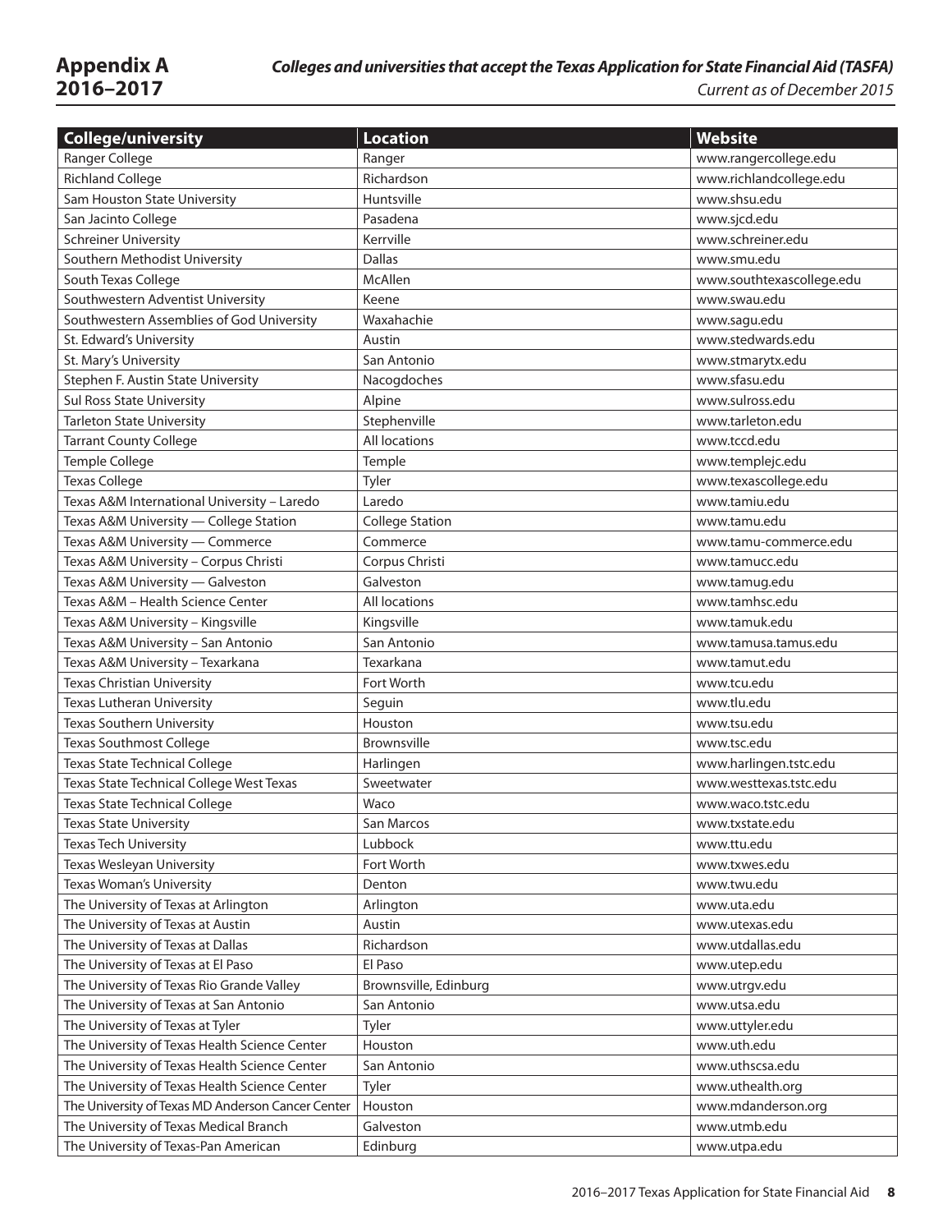## Appendix A 2016–2017

***Colleges and universities that accept the Texas Application for State Financial Aid (TASFA)***

*Current as of December 2015*

| College/university | Location | Website |
|---|---|---|
| Ranger College | Ranger | www.rangercollege.edu |
| Richland College | Richardson | www.richlandcollege.edu |
| Sam Houston State University | Huntsville | www.shsu.edu |
| San Jacinto College | Pasadena | www.sjcd.edu |
| Schreiner University | Kerrville | www.schreiner.edu |
| Southern Methodist University | Dallas | www.smu.edu |
| South Texas College | McAllen | www.southtexascollege.edu |
| Southwestern Adventist University | Keene | www.swau.edu |
| Southwestern Assemblies of God University | Waxahachie | www.sagu.edu |
| St. Edward's University | Austin | www.stedwards.edu |
| St. Mary's University | San Antonio | www.stmarytx.edu |
| Stephen F. Austin State University | Nacogdoches | www.sfasu.edu |
| Sul Ross State University | Alpine | www.sulross.edu |
| Tarleton State University | Stephenville | www.tarleton.edu |
| Tarrant County College | All locations | www.tccd.edu |
| Temple College | Temple | www.templejc.edu |
| Texas College | Tyler | www.texascollege.edu |
| Texas A&M International University – Laredo | Laredo | www.tamiu.edu |
| Texas A&M University — College Station | College Station | www.tamu.edu |
| Texas A&M University — Commerce | Commerce | www.tamu-commerce.edu |
| Texas A&M University – Corpus Christi | Corpus Christi | www.tamucc.edu |
| Texas A&M University — Galveston | Galveston | www.tamug.edu |
| Texas A&M – Health Science Center | All locations | www.tamhsc.edu |
| Texas A&M University – Kingsville | Kingsville | www.tamuk.edu |
| Texas A&M University – San Antonio | San Antonio | www.tamusa.tamus.edu |
| Texas A&M University – Texarkana | Texarkana | www.tamut.edu |
| Texas Christian University | Fort Worth | www.tcu.edu |
| Texas Lutheran University | Seguin | www.tlu.edu |
| Texas Southern University | Houston | www.tsu.edu |
| Texas Southmost College | Brownsville | www.tsc.edu |
| Texas State Technical College | Harlingen | www.harlingen.tstc.edu |
| Texas State Technical College West Texas | Sweetwater | www.westtexas.tstc.edu |
| Texas State Technical College | Waco | www.waco.tstc.edu |
| Texas State University | San Marcos | www.txstate.edu |
| Texas Tech University | Lubbock | www.ttu.edu |
| Texas Wesleyan University | Fort Worth | www.txwes.edu |
| Texas Woman's University | Denton | www.twu.edu |
| The University of Texas at Arlington | Arlington | www.uta.edu |
| The University of Texas at Austin | Austin | www.utexas.edu |
| The University of Texas at Dallas | Richardson | www.utdallas.edu |
| The University of Texas at El Paso | El Paso | www.utep.edu |
| The University of Texas Rio Grande Valley | Brownsville, Edinburg | www.utrgv.edu |
| The University of Texas at San Antonio | San Antonio | www.utsa.edu |
| The University of Texas at Tyler | Tyler | www.uttyler.edu |
| The University of Texas Health Science Center | Houston | www.uth.edu |
| The University of Texas Health Science Center | San Antonio | www.uthscsa.edu |
| The University of Texas Health Science Center | Tyler | www.uthealth.org |
| The University of Texas MD Anderson Cancer Center | Houston | www.mdanderson.org |
| The University of Texas Medical Branch | Galveston | www.utmb.edu |
| The University of Texas-Pan American | Edinburg | www.utpa.edu |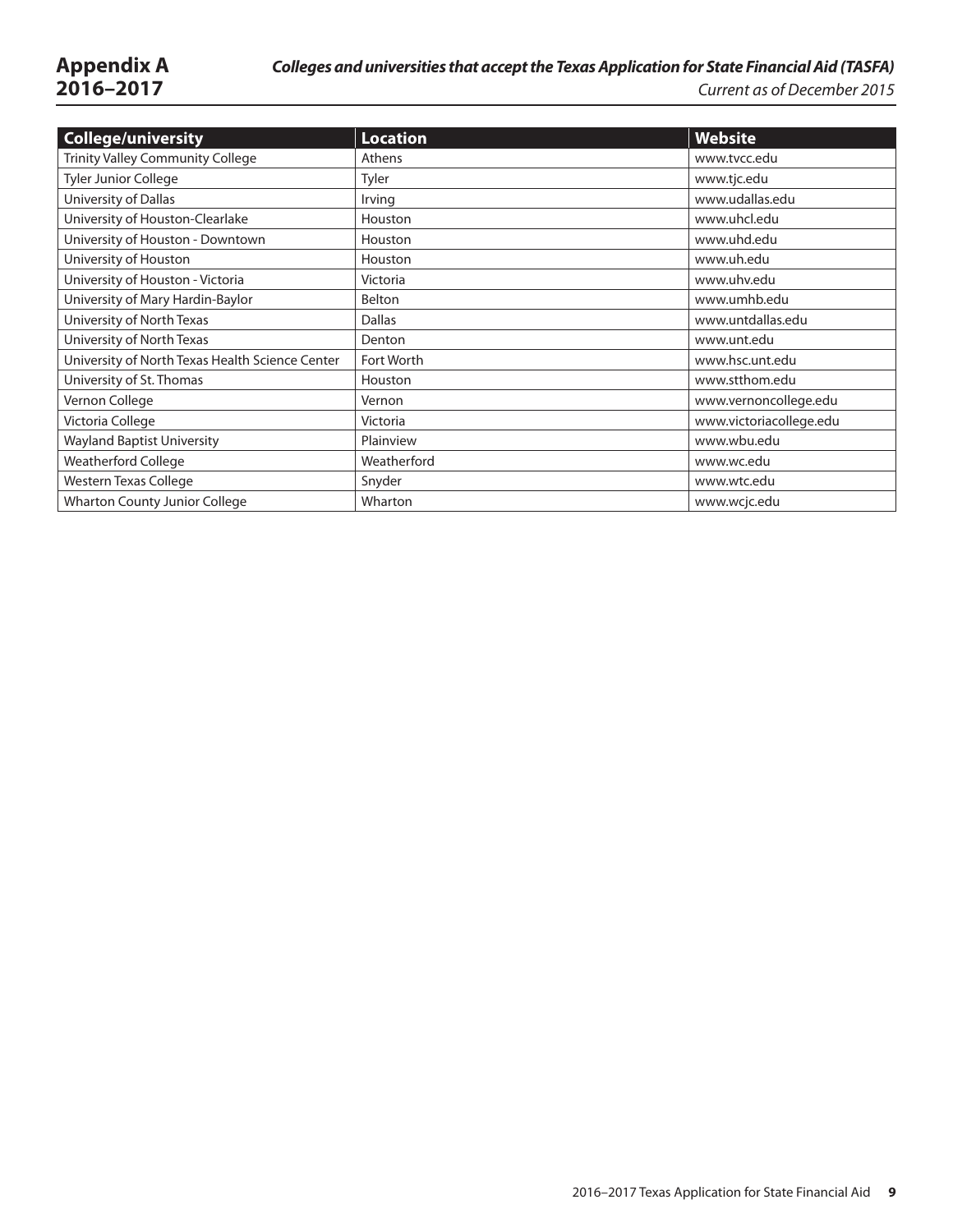**Appendix A 2016–2017**

***Colleges and universities that accept the Texas Application for State Financial Aid (TASFA)***

*Current as of December 2015*

| College/university | Location | Website |
|---|---|---|
| Trinity Valley Community College | Athens | www.tvcc.edu |
| Tyler Junior College | Tyler | www.tjc.edu |
| University of Dallas | Irving | www.udallas.edu |
| University of Houston-Clearlake | Houston | www.uhcl.edu |
| University of Houston - Downtown | Houston | www.uhd.edu |
| University of Houston | Houston | www.uh.edu |
| University of Houston - Victoria | Victoria | www.uhv.edu |
| University of Mary Hardin-Baylor | Belton | www.umhb.edu |
| University of North Texas | Dallas | www.untdallas.edu |
| University of North Texas | Denton | www.unt.edu |
| University of North Texas Health Science Center | Fort Worth | www.hsc.unt.edu |
| University of St. Thomas | Houston | www.stthom.edu |
| Vernon College | Vernon | www.vernoncollege.edu |
| Victoria College | Victoria | www.victoriacollege.edu |
| Wayland Baptist University | Plainview | www.wbu.edu |
| Weatherford College | Weatherford | www.wc.edu |
| Western Texas College | Snyder | www.wtc.edu |
| Wharton County Junior College | Wharton | www.wcjc.edu |